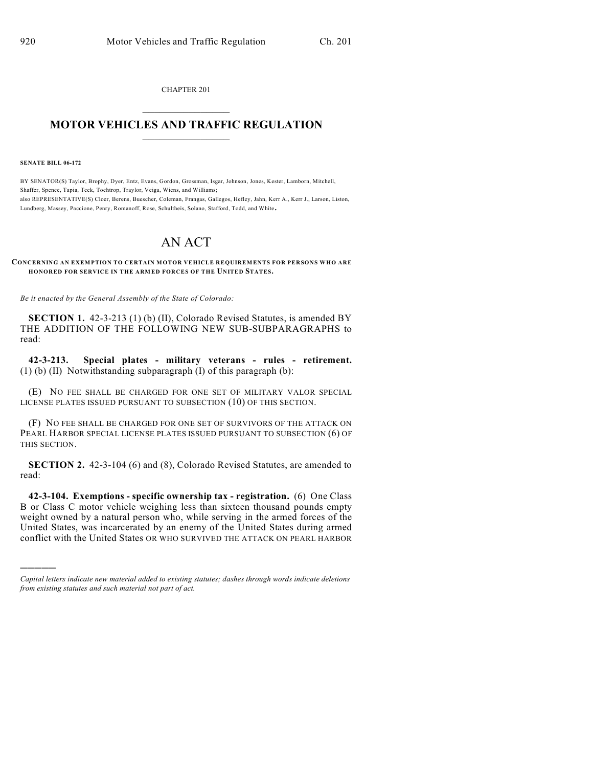CHAPTER 201

# MOTOR VEHICLES AND TRAFFIC REGULATION

**SENATE BILL 06-172**

BY SENATOR(S) Taylor, Brophy, Dyer, Entz, Evans, Gordon, Grossman, Isgar, Johnson, Jones, Kester, Lamborn, Mitchell, Shaffer, Spence, Tapia, Teck, Tochtrop, Traylor, Veiga, Wiens, and Williams;
also REPRESENTATIVE(S) Cloer, Berens, Buescher, Coleman, Frangas, Gallegos, Hefley, Jahn, Kerr A., Kerr J., Larson, Liston, Lundberg, Massey, Paccione, Penry, Romanoff, Rose, Schultheis, Solano, Stafford, Todd, and White.

# AN ACT

**CONCERNING AN EXEMPTION TO CERTAIN MOTOR VEHICLE REQUIREMENTS FOR PERSONS WHO ARE HONORED FOR SERVICE IN THE ARMED FORCES OF THE UNITED STATES.**

*Be it enacted by the General Assembly of the State of Colorado:*

**SECTION 1.** 42-3-213 (1) (b) (II), Colorado Revised Statutes, is amended BY THE ADDITION OF THE FOLLOWING NEW SUB-SUBPARAGRAPHS to read:

**42-3-213. Special plates - military veterans - rules - retirement.** (1) (b) (II) Notwithstanding subparagraph (I) of this paragraph (b):

(E) NO FEE SHALL BE CHARGED FOR ONE SET OF MILITARY VALOR SPECIAL LICENSE PLATES ISSUED PURSUANT TO SUBSECTION (10) OF THIS SECTION.

(F) NO FEE SHALL BE CHARGED FOR ONE SET OF SURVIVORS OF THE ATTACK ON PEARL HARBOR SPECIAL LICENSE PLATES ISSUED PURSUANT TO SUBSECTION (6) OF THIS SECTION.

**SECTION 2.** 42-3-104 (6) and (8), Colorado Revised Statutes, are amended to read:

**42-3-104. Exemptions - specific ownership tax - registration.** (6) One Class B or Class C motor vehicle weighing less than sixteen thousand pounds empty weight owned by a natural person who, while serving in the armed forces of the United States, was incarcerated by an enemy of the United States during armed conflict with the United States OR WHO SURVIVED THE ATTACK ON PEARL HARBOR

*Capital letters indicate new material added to existing statutes; dashes through words indicate deletions from existing statutes and such material not part of act.*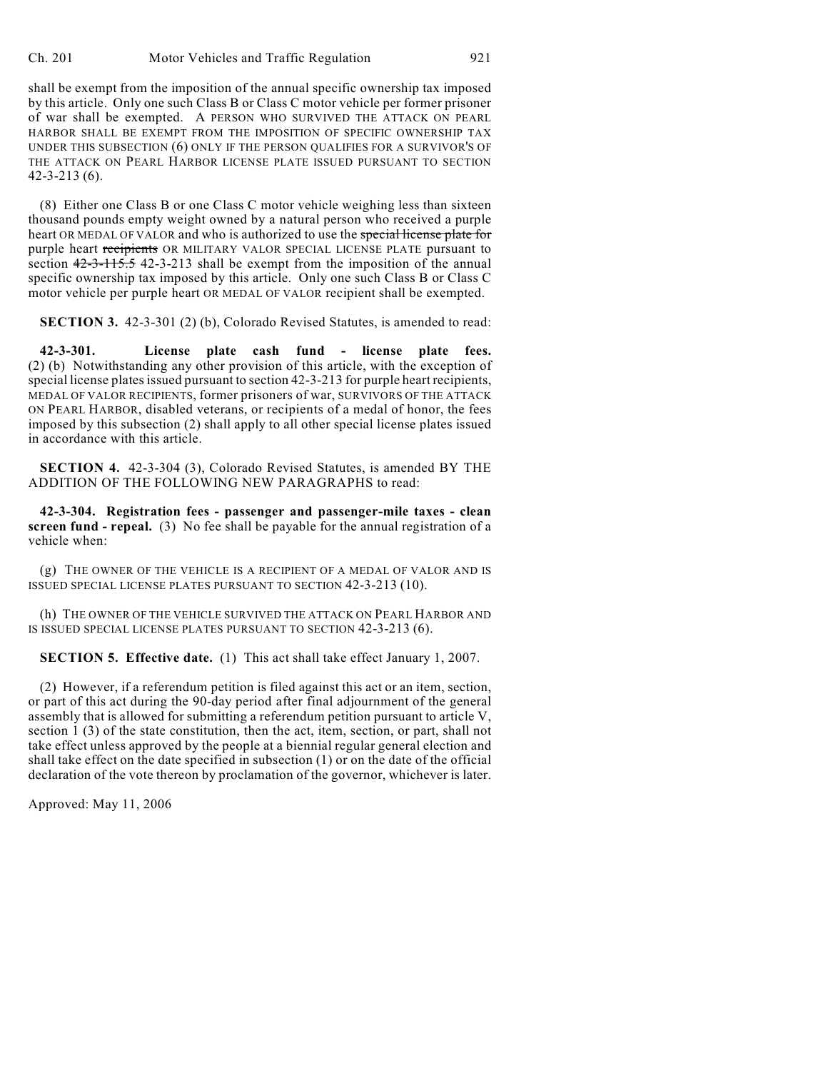shall be exempt from the imposition of the annual specific ownership tax imposed by this article. Only one such Class B or Class C motor vehicle per former prisoner of war shall be exempted. A PERSON WHO SURVIVED THE ATTACK ON PEARL HARBOR SHALL BE EXEMPT FROM THE IMPOSITION OF SPECIFIC OWNERSHIP TAX UNDER THIS SUBSECTION (6) ONLY IF THE PERSON QUALIFIES FOR A SURVIVOR'S OF THE ATTACK ON PEARL HARBOR LICENSE PLATE ISSUED PURSUANT TO SECTION 42-3-213 (6).

(8) Either one Class B or one Class C motor vehicle weighing less than sixteen thousand pounds empty weight owned by a natural person who received a purple heart OR MEDAL OF VALOR and who is authorized to use the ~~special license plate for~~ purple heart ~~recipients~~ OR MILITARY VALOR SPECIAL LICENSE PLATE pursuant to section ~~42-3-115.5~~ 42-3-213 shall be exempt from the imposition of the annual specific ownership tax imposed by this article. Only one such Class B or Class C motor vehicle per purple heart OR MEDAL OF VALOR recipient shall be exempted.

**SECTION 3.** 42-3-301 (2) (b), Colorado Revised Statutes, is amended to read:

**42-3-301. License plate cash fund - license plate fees.** (2) (b) Notwithstanding any other provision of this article, with the exception of special license plates issued pursuant to section 42-3-213 for purple heart recipients, MEDAL OF VALOR RECIPIENTS, former prisoners of war, SURVIVORS OF THE ATTACK ON PEARL HARBOR, disabled veterans, or recipients of a medal of honor, the fees imposed by this subsection (2) shall apply to all other special license plates issued in accordance with this article.

**SECTION 4.** 42-3-304 (3), Colorado Revised Statutes, is amended BY THE ADDITION OF THE FOLLOWING NEW PARAGRAPHS to read:

**42-3-304. Registration fees - passenger and passenger-mile taxes - clean screen fund - repeal.** (3) No fee shall be payable for the annual registration of a vehicle when:

(g) THE OWNER OF THE VEHICLE IS A RECIPIENT OF A MEDAL OF VALOR AND IS ISSUED SPECIAL LICENSE PLATES PURSUANT TO SECTION 42-3-213 (10).

(h) THE OWNER OF THE VEHICLE SURVIVED THE ATTACK ON PEARL HARBOR AND IS ISSUED SPECIAL LICENSE PLATES PURSUANT TO SECTION 42-3-213 (6).

**SECTION 5. Effective date.** (1) This act shall take effect January 1, 2007.

(2) However, if a referendum petition is filed against this act or an item, section, or part of this act during the 90-day period after final adjournment of the general assembly that is allowed for submitting a referendum petition pursuant to article V, section 1 (3) of the state constitution, then the act, item, section, or part, shall not take effect unless approved by the people at a biennial regular general election and shall take effect on the date specified in subsection (1) or on the date of the official declaration of the vote thereon by proclamation of the governor, whichever is later.

Approved: May 11, 2006